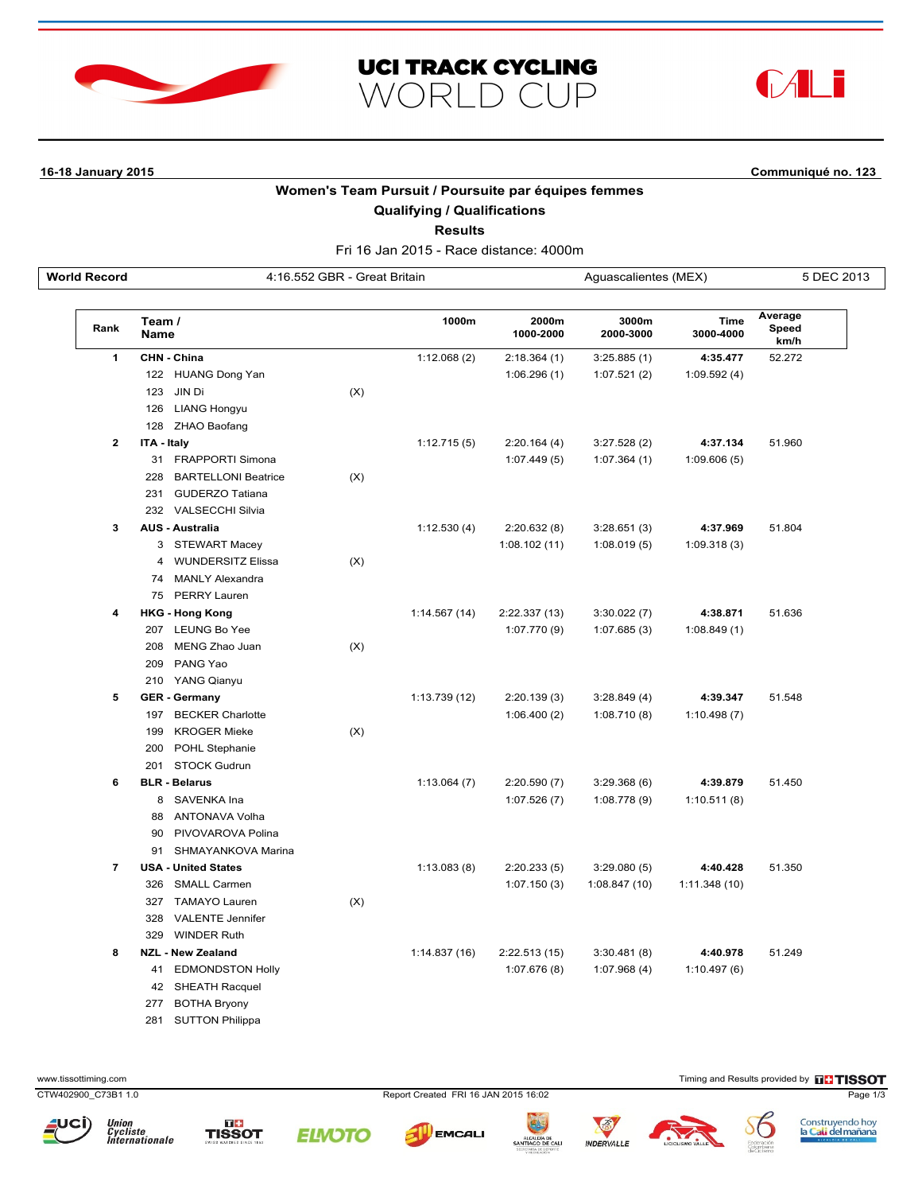# UCI TRACK CYCLING WORLD CUP

**16-18 January 2015** — **Communiqué no. 123**

## Women's Team Pursuit / Poursuite par équipes femmes

### Qualifying / Qualifications

### Results

Fri 16 Jan 2015 - Race distance: 4000m

| World Record | 4:16.552 GBR - Great Britain | Aguascalientes (MEX) | 5 DEC 2013 |
|---|---|---|---|

| Rank | Team / Name | | 1000m | 2000m 1000-2000 | 3000m 2000-3000 | Time 3000-4000 | Average Speed km/h |
|---|---|---|---|---|---|---|---|
| 1 | **CHN - China** | | 1:12.068 (2) | 2:18.364 (1) | 3:25.885 (1) | **4:35.477** | 52.272 |
| | 122 HUANG Dong Yan | | | 1:06.296 (1) | 1:07.521 (2) | 1:09.592 (4) | |
| | 123 JIN Di | (X) | | | | | |
| | 126 LIANG Hongyu | | | | | | |
| | 128 ZHAO Baofang | | | | | | |
| 2 | **ITA - Italy** | | 1:12.715 (5) | 2:20.164 (4) | 3:27.528 (2) | **4:37.134** | 51.960 |
| | 31 FRAPPORTI Simona | | | 1:07.449 (5) | 1:07.364 (1) | 1:09.606 (5) | |
| | 228 BARTELLONI Beatrice | (X) | | | | | |
| | 231 GUDERZO Tatiana | | | | | | |
| | 232 VALSECCHI Silvia | | | | | | |
| 3 | **AUS - Australia** | | 1:12.530 (4) | 2:20.632 (8) | 3:28.651 (3) | **4:37.969** | 51.804 |
| | 3 STEWART Macey | | | 1:08.102 (11) | 1:08.019 (5) | 1:09.318 (3) | |
| | 4 WUNDERSITZ Elissa | (X) | | | | | |
| | 74 MANLY Alexandra | | | | | | |
| | 75 PERRY Lauren | | | | | | |
| 4 | **HKG - Hong Kong** | | 1:14.567 (14) | 2:22.337 (13) | 3:30.022 (7) | **4:38.871** | 51.636 |
| | 207 LEUNG Bo Yee | | | 1:07.770 (9) | 1:07.685 (3) | 1:08.849 (1) | |
| | 208 MENG Zhao Juan | (X) | | | | | |
| | 209 PANG Yao | | | | | | |
| | 210 YANG Qianyu | | | | | | |
| 5 | **GER - Germany** | | 1:13.739 (12) | 2:20.139 (3) | 3:28.849 (4) | **4:39.347** | 51.548 |
| | 197 BECKER Charlotte | | | 1:06.400 (2) | 1:08.710 (8) | 1:10.498 (7) | |
| | 199 KROGER Mieke | (X) | | | | | |
| | 200 POHL Stephanie | | | | | | |
| | 201 STOCK Gudrun | | | | | | |
| 6 | **BLR - Belarus** | | 1:13.064 (7) | 2:20.590 (7) | 3:29.368 (6) | **4:39.879** | 51.450 |
| | 8 SAVENKA Ina | | | 1:07.526 (7) | 1:08.778 (9) | 1:10.511 (8) | |
| | 88 ANTONAVA Volha | | | | | | |
| | 90 PIVOVAROVA Polina | | | | | | |
| | 91 SHMAYANKOVA Marina | | | | | | |
| 7 | **USA - United States** | | 1:13.083 (8) | 2:20.233 (5) | 3:29.080 (5) | **4:40.428** | 51.350 |
| | 326 SMALL Carmen | | | 1:07.150 (3) | 1:08.847 (10) | 1:11.348 (10) | |
| | 327 TAMAYO Lauren | (X) | | | | | |
| | 328 VALENTE Jennifer | | | | | | |
| | 329 WINDER Ruth | | | | | | |
| 8 | **NZL - New Zealand** | | 1:14.837 (16) | 2:22.513 (15) | 3:30.481 (8) | **4:40.978** | 51.249 |
| | 41 EDMONDSTON Holly | | | 1:07.676 (8) | 1:07.968 (4) | 1:10.497 (6) | |
| | 42 SHEATH Racquel | | | | | | |
| | 277 BOTHA Bryony | | | | | | |
| | 281 SUTTON Philippa | | | | | | |

www.tissottiming.com — Timing and Results provided by TISSOT

CTW402900_C73B1 1.0 — Report Created FRI 16 JAN 2015 16:02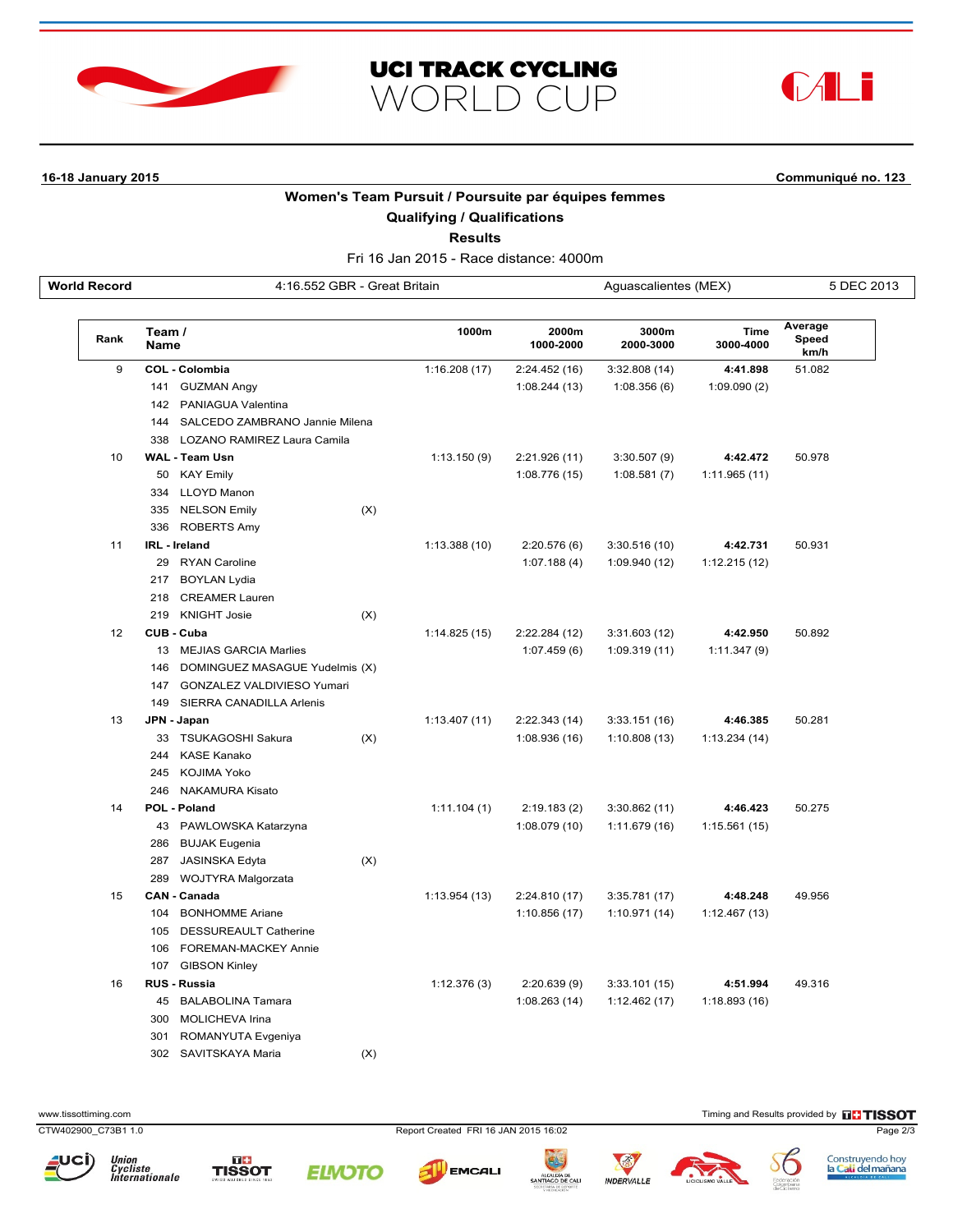# UCI TRACK CYCLING WORLD CUP

**16-18 January 2015** — **Communiqué no. 123**

## Women's Team Pursuit / Poursuite par équipes femmes

### Qualifying / Qualifications

### Results

Fri 16 Jan 2015 - Race distance: 4000m

| World Record | 4:16.552 GBR - Great Britain | Aguascalientes (MEX) | 5 DEC 2013 |
|---|---|---|---|

| Rank | Team / Name | | 1000m | 2000m 1000-2000 | 3000m 2000-3000 | Time 3000-4000 | Average Speed km/h |
|---|---|---|---|---|---|---|---|
| 9 | **COL - Colombia** | | 1:16.208 (17) | 2:24.452 (16) | 3:32.808 (14) | **4:41.898** | 51.082 |
| | 141 GUZMAN Angy | | | 1:08.244 (13) | 1:08.356 (6) | 1:09.090 (2) | |
| | 142 PANIAGUA Valentina | | | | | | |
| | 144 SALCEDO ZAMBRANO Jannie Milena | | | | | | |
| | 338 LOZANO RAMIREZ Laura Camila | | | | | | |
| 10 | **WAL - Team Usn** | | 1:13.150 (9) | 2:21.926 (11) | 3:30.507 (9) | **4:42.472** | 50.978 |
| | 50 KAY Emily | | | 1:08.776 (15) | 1:08.581 (7) | 1:11.965 (11) | |
| | 334 LLOYD Manon | | | | | | |
| | 335 NELSON Emily | (X) | | | | | |
| | 336 ROBERTS Amy | | | | | | |
| 11 | **IRL - Ireland** | | 1:13.388 (10) | 2:20.576 (6) | 3:30.516 (10) | **4:42.731** | 50.931 |
| | 29 RYAN Caroline | | | 1:07.188 (4) | 1:09.940 (12) | 1:12.215 (12) | |
| | 217 BOYLAN Lydia | | | | | | |
| | 218 CREAMER Lauren | | | | | | |
| | 219 KNIGHT Josie | (X) | | | | | |
| 12 | **CUB - Cuba** | | 1:14.825 (15) | 2:22.284 (12) | 3:31.603 (12) | **4:42.950** | 50.892 |
| | 13 MEJIAS GARCIA Marlies | | | 1:07.459 (6) | 1:09.319 (11) | 1:11.347 (9) | |
| | 146 DOMINGUEZ MASAGUE Yudelmis | (X) | | | | | |
| | 147 GONZALEZ VALDIVIESO Yumari | | | | | | |
| | 149 SIERRA CANADILLA Arlenis | | | | | | |
| 13 | **JPN - Japan** | | 1:13.407 (11) | 2:22.343 (14) | 3:33.151 (16) | **4:46.385** | 50.281 |
| | 33 TSUKAGOSHI Sakura | (X) | | 1:08.936 (16) | 1:10.808 (13) | 1:13.234 (14) | |
| | 244 KASE Kanako | | | | | | |
| | 245 KOJIMA Yoko | | | | | | |
| | 246 NAKAMURA Kisato | | | | | | |
| 14 | **POL - Poland** | | 1:11.104 (1) | 2:19.183 (2) | 3:30.862 (11) | **4:46.423** | 50.275 |
| | 43 PAWLOWSKA Katarzyna | | | 1:08.079 (10) | 1:11.679 (16) | 1:15.561 (15) | |
| | 286 BUJAK Eugenia | | | | | | |
| | 287 JASINSKA Edyta | (X) | | | | | |
| | 289 WOJTYRA Malgorzata | | | | | | |
| 15 | **CAN - Canada** | | 1:13.954 (13) | 2:24.810 (17) | 3:35.781 (17) | **4:48.248** | 49.956 |
| | 104 BONHOMME Ariane | | | 1:10.856 (17) | 1:10.971 (14) | 1:12.467 (13) | |
| | 105 DESSUREAULT Catherine | | | | | | |
| | 106 FOREMAN-MACKEY Annie | | | | | | |
| | 107 GIBSON Kinley | | | | | | |
| 16 | **RUS - Russia** | | 1:12.376 (3) | 2:20.639 (9) | 3:33.101 (15) | **4:51.994** | 49.316 |
| | 45 BALABOLINA Tamara | | | 1:08.263 (14) | 1:12.462 (17) | 1:18.893 (16) | |
| | 300 MOLICHEVA Irina | | | | | | |
| | 301 ROMANYUTA Evgeniya | | | | | | |
| | 302 SAVITSKAYA Maria | (X) | | | | | |

www.tissottiming.com — Timing and Results provided by TISSOT

CTW402900_C73B1 1.0 — Report Created FRI 16 JAN 2015 16:02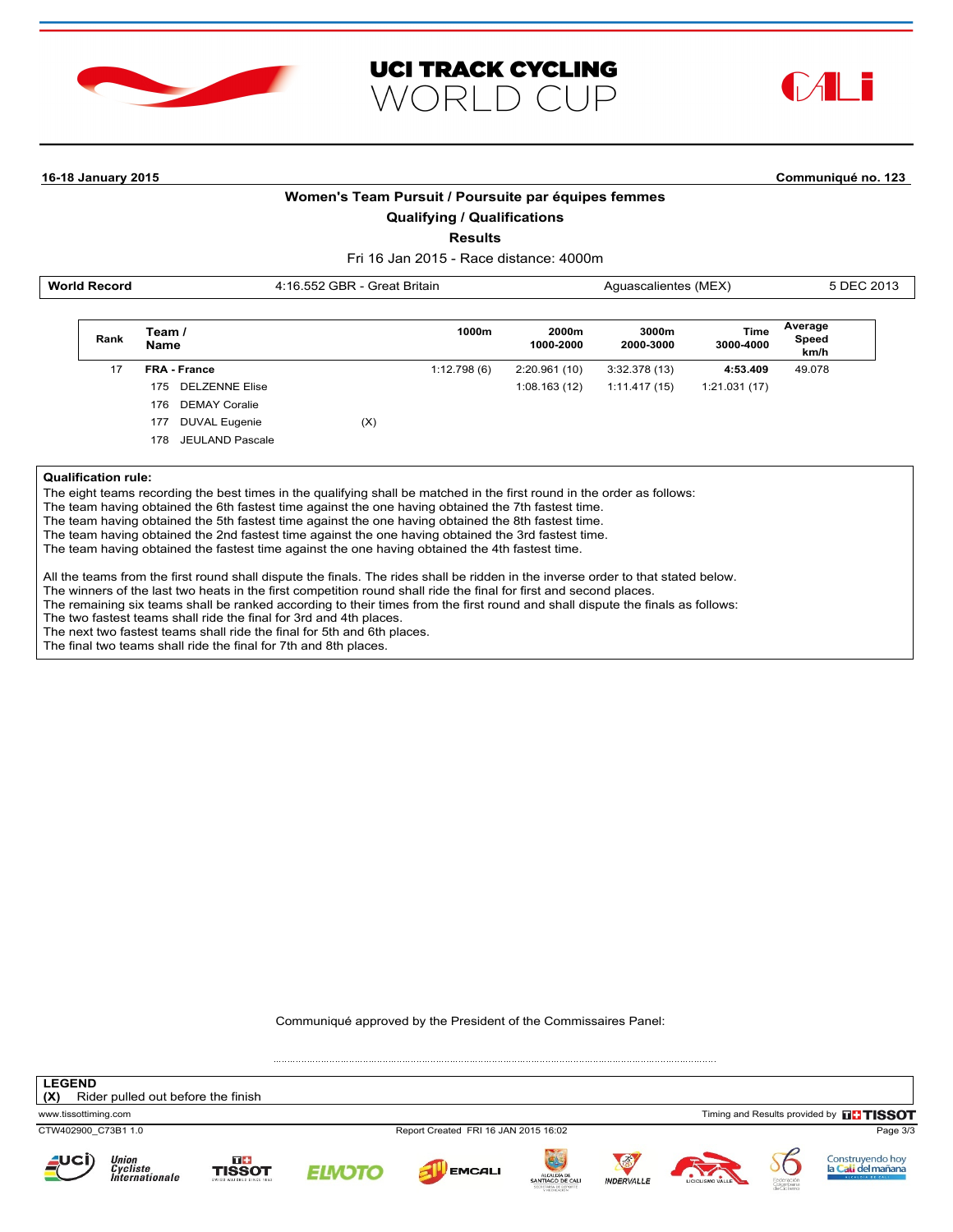# UCI TRACK CYCLING WORLD CUP

**16-18 January 2015** **Communiqué no. 123**

## Women's Team Pursuit / Poursuite par équipes femmes

### Qualifying / Qualifications

### Results

Fri 16 Jan 2015 - Race distance: 4000m

| World Record | 4:16.552 GBR - Great Britain | Aguascalientes (MEX) | 5 DEC 2013 |
|---|---|---|---|

| Rank | Team / Name | | 1000m | 2000m 1000-2000 | 3000m 2000-3000 | Time 3000-4000 | Average Speed km/h |
|---|---|---|---|---|---|---|---|
| 17 | **FRA - France** | | 1:12.798 (6) | 2:20.961 (10) | 3:32.378 (13) | **4:53.409** | 49.078 |
| | 175 DELZENNE Elise | | | 1:08.163 (12) | 1:11.417 (15) | 1:21.031 (17) | |
| | 176 DEMAY Coralie | | | | | | |
| | 177 DUVAL Eugenie | (X) | | | | | |
| | 178 JEULAND Pascale | | | | | | |

**Qualification rule:**

The eight teams recording the best times in the qualifying shall be matched in the first round in the order as follows:
The team having obtained the 6th fastest time against the one having obtained the 7th fastest time.
The team having obtained the 5th fastest time against the one having obtained the 8th fastest time.
The team having obtained the 2nd fastest time against the one having obtained the 3rd fastest time.
The team having obtained the fastest time against the one having obtained the 4th fastest time.

All the teams from the first round shall dispute the finals. The rides shall be ridden in the inverse order to that stated below.
The winners of the last two heats in the first competition round shall ride the final for first and second places.
The remaining six teams shall be ranked according to their times from the first round and shall dispute the finals as follows:
The two fastest teams shall ride the final for 3rd and 4th places.
The next two fastest teams shall ride the final for 5th and 6th places.
The final two teams shall ride the final for 7th and 8th places.

Communiqué approved by the President of the Commissaires Panel:

**LEGEND**
**(X)** Rider pulled out before the finish

www.tissottiming.com — Timing and Results provided by TISSOT

CTW402900_C73B1 1.0 — Report Created FRI 16 JAN 2015 16:02